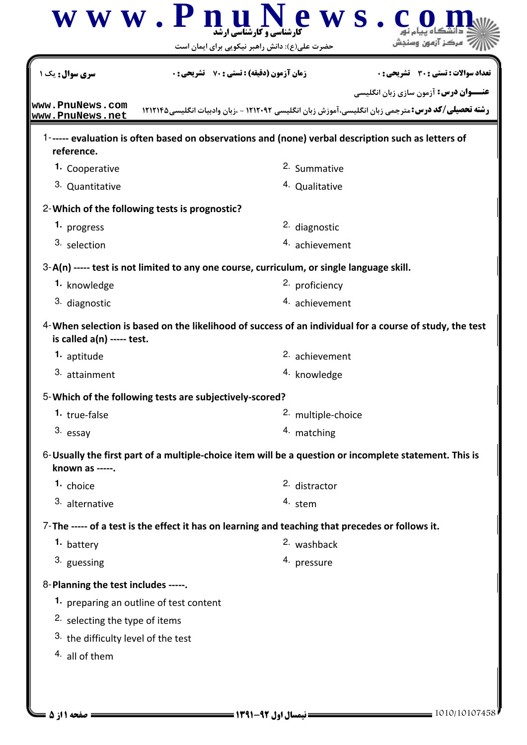**سری سوال:** یک ۱ | **زمان آزمون (دقیقه) : تستی :** ۷۰ **تشریحی :** ۰ | **تعداد سوالات : تستی :** ۳۰ **تشریحی :** ۰

**عنـــوان درس:** آزمون سازی زبان انگلیسی

**رشته تحصیلی/کد درس:** مترجمی زبان انگلیسی،آموزش زبان انگلیسی ۱۲۱۲۰۹۲ - ،زبان وادبیات انگلیسی۱۲۱۲۱۴۵

1- ----- evaluation is often based on observations and (none) verbal description such as letters of reference.

1. Cooperative
2. Summative
3. Quantitative
4. Qualitative

2- Which of the following tests is prognostic?

1. progress
2. diagnostic
3. selection
4. achievement

3- A(n) ----- test is not limited to any one course, curriculum, or single language skill.

1. knowledge
2. proficiency
3. diagnostic
4. achievement

4- When selection is based on the likelihood of success of an individual for a course of study, the test is called a(n) ----- test.

1. aptitude
2. achievement
3. attainment
4. knowledge

5- Which of the following tests are subjectively-scored?

1. true-false
2. multiple-choice
3. essay
4. matching

6- Usually the first part of a multiple-choice item will be a question or incomplete statement. This is known as -----.

1. choice
2. distractor
3. alternative
4. stem

7- The ----- of a test is the effect it has on learning and teaching that precedes or follows it.

1. battery
2. washback
3. guessing
4. pressure

8- Planning the test includes -----.

1. preparing an outline of test content
2. selecting the type of items
3. the difficulty level of the test
4. all of them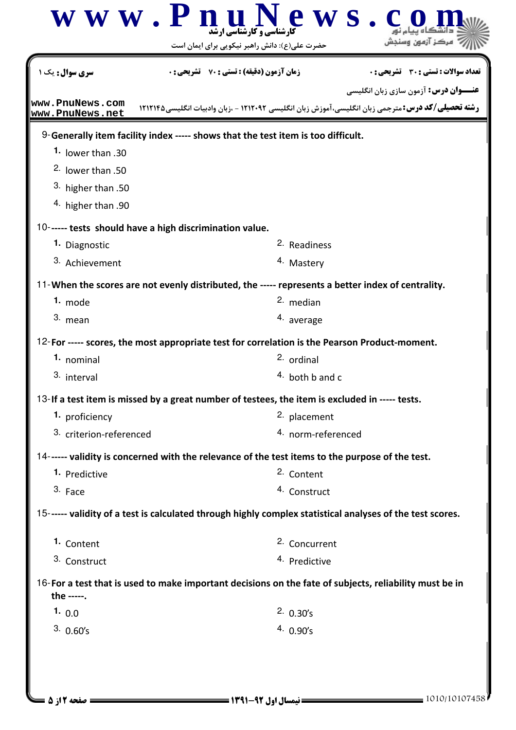9-**Generally item facility index ----- shows that the test item is too difficult.**

1. lower than .30
2. lower than .50
3. higher than .50
4. higher than .90

10-**----- tests should have a high discrimination value.**

1. Diagnostic
2. Readiness
3. Achievement
4. Mastery

11-**When the scores are not evenly distributed, the ----- represents a better index of centrality.**

1. mode
2. median
3. mean
4. average

12-**For ----- scores, the most appropriate test for correlation is the Pearson Product-moment.**

1. nominal
2. ordinal
3. interval
4. both b and c

13-**If a test item is missed by a great number of testees, the item is excluded in ----- tests.**

1. proficiency
2. placement
3. criterion-referenced
4. norm-referenced

14-**----- validity is concerned with the relevance of the test items to the purpose of the test.**

1. Predictive
2. Content
3. Face
4. Construct

15-**----- validity of a test is calculated through highly complex statistical analyses of the test scores.**

1. Content
2. Concurrent
3. Construct
4. Predictive

16-**For a test that is used to make important decisions on the fate of subjects, reliability must be in the -----.**

1. 0.0
2. 0.30's
3. 0.60's
4. 0.90's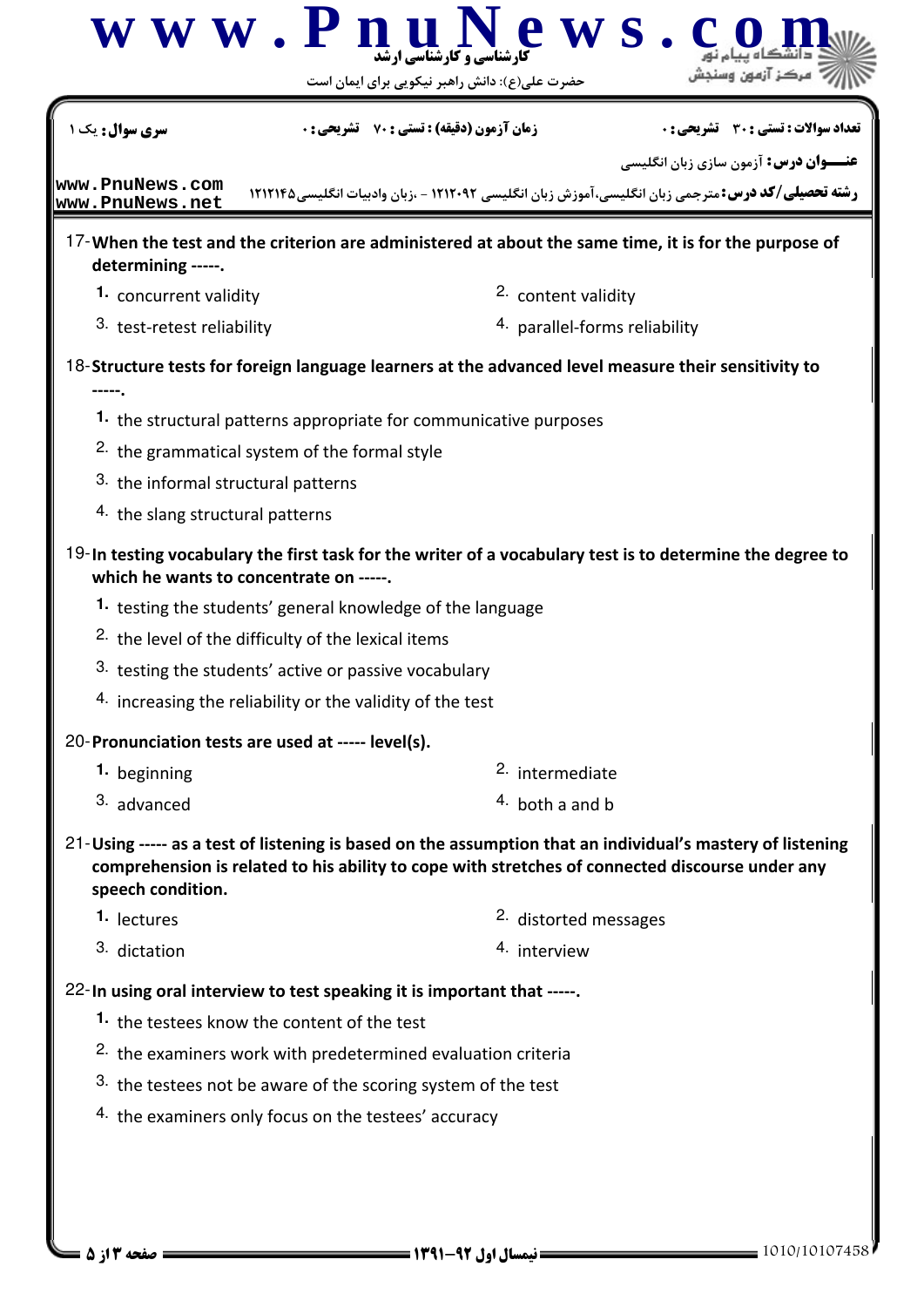17- **When the test and the criterion are administered at about the same time, it is for the purpose of determining -----.**

1. concurrent validity
2. content validity
3. test-retest reliability
4. parallel-forms reliability

18- **Structure tests for foreign language learners at the advanced level measure their sensitivity to -----.**

1. the structural patterns appropriate for communicative purposes
2. the grammatical system of the formal style
3. the informal structural patterns
4. the slang structural patterns

19- **In testing vocabulary the first task for the writer of a vocabulary test is to determine the degree to which he wants to concentrate on -----.**

1. testing the students' general knowledge of the language
2. the level of the difficulty of the lexical items
3. testing the students' active or passive vocabulary
4. increasing the reliability or the validity of the test

20- **Pronunciation tests are used at ----- level(s).**

1. beginning
2. intermediate
3. advanced
4. both a and b

21- **Using ----- as a test of listening is based on the assumption that an individual's mastery of listening comprehension is related to his ability to cope with stretches of connected discourse under any speech condition.**

1. lectures
2. distorted messages
3. dictation
4. interview

22- **In using oral interview to test speaking it is important that -----.**

1. the testees know the content of the test
2. the examiners work with predetermined evaluation criteria
3. the testees not be aware of the scoring system of the test
4. the examiners only focus on the testees' accuracy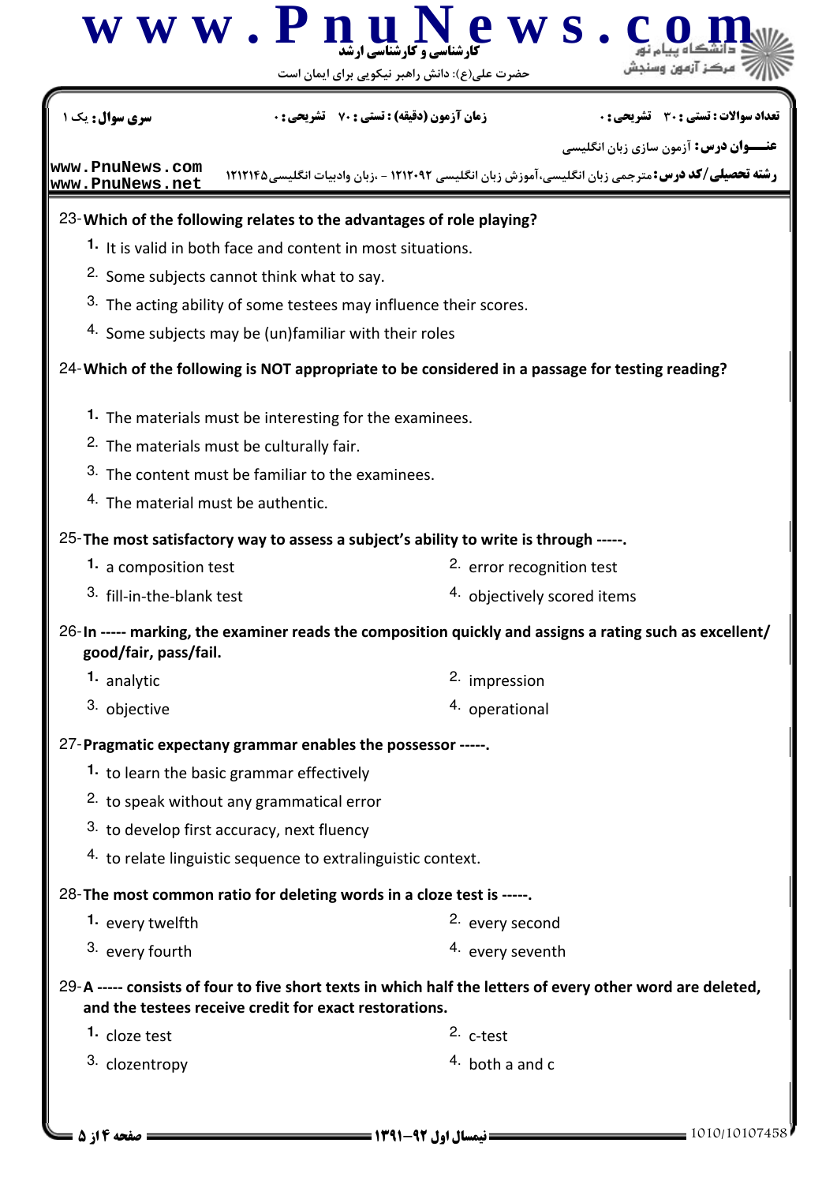23- **Which of the following relates to the advantages of role playing?**

1. It is valid in both face and content in most situations.
2. Some subjects cannot think what to say.
3. The acting ability of some testees may influence their scores.
4. Some subjects may be (un)familiar with their roles

24- **Which of the following is NOT appropriate to be considered in a passage for testing reading?**

1. The materials must be interesting for the examinees.
2. The materials must be culturally fair.
3. The content must be familiar to the examinees.
4. The material must be authentic.

25- **The most satisfactory way to assess a subject's ability to write is through -----.**

1. a composition test
2. error recognition test
3. fill-in-the-blank test
4. objectively scored items

26- **In ----- marking, the examiner reads the composition quickly and assigns a rating such as excellent/good/fair, pass/fail.**

1. analytic
2. impression
3. objective
4. operational

27- **Pragmatic expectancy grammar enables the possessor -----.**

1. to learn the basic grammar effectively
2. to speak without any grammatical error
3. to develop first accuracy, next fluency
4. to relate linguistic sequence to extralinguistic context.

28- **The most common ratio for deleting words in a cloze test is -----.**

1. every twelfth
2. every second
3. every fourth
4. every seventh

29- **A ----- consists of four to five short texts in which half the letters of every other word are deleted, and the testees receive credit for exact restorations.**

1. cloze test
2. c-test
3. clozentropy
4. both a and c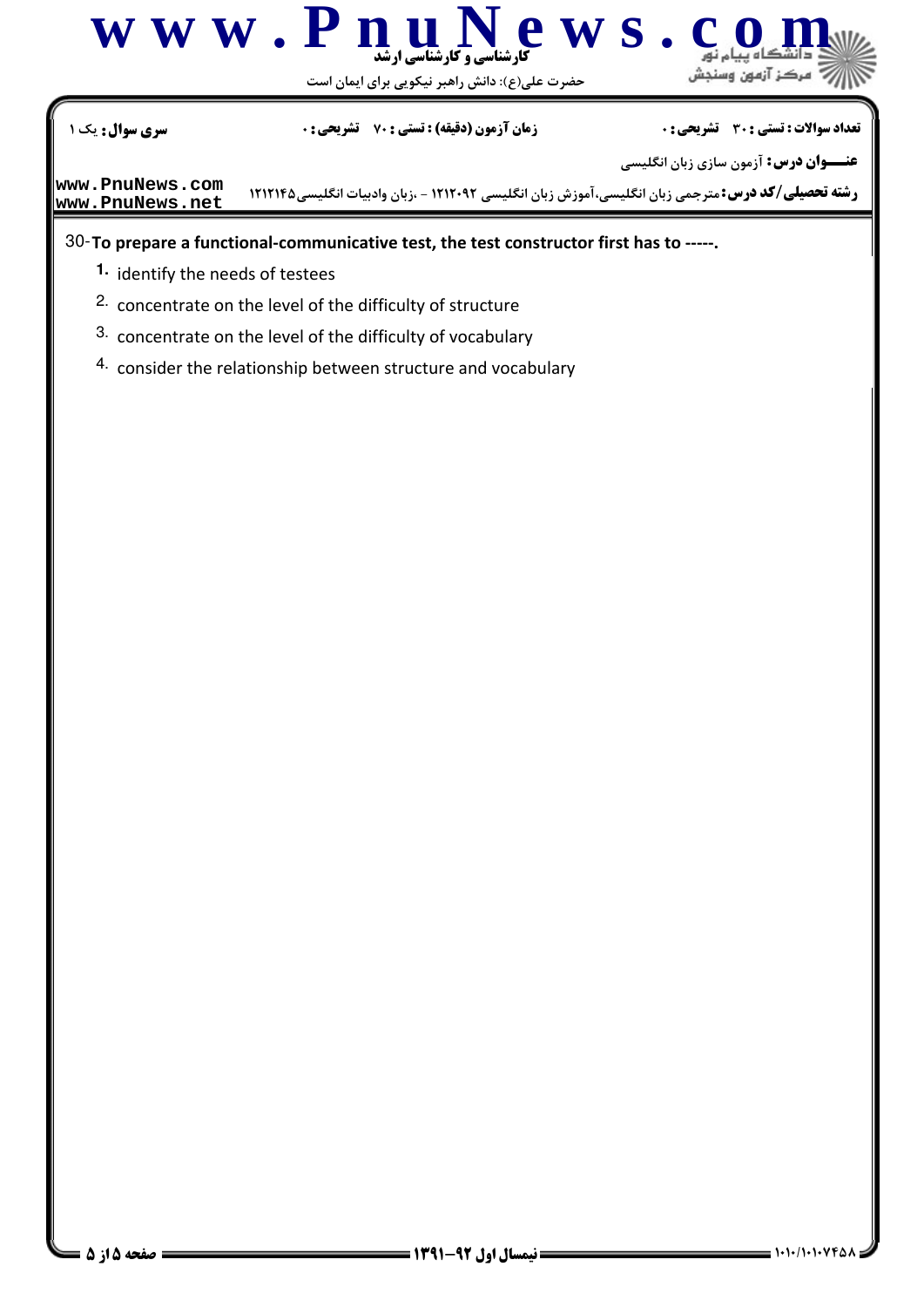30- **To prepare a functional-communicative test, the test constructor first has to -----.**

1. identify the needs of testees
2. concentrate on the level of the difficulty of structure
3. concentrate on the level of the difficulty of vocabulary
4. consider the relationship between structure and vocabulary